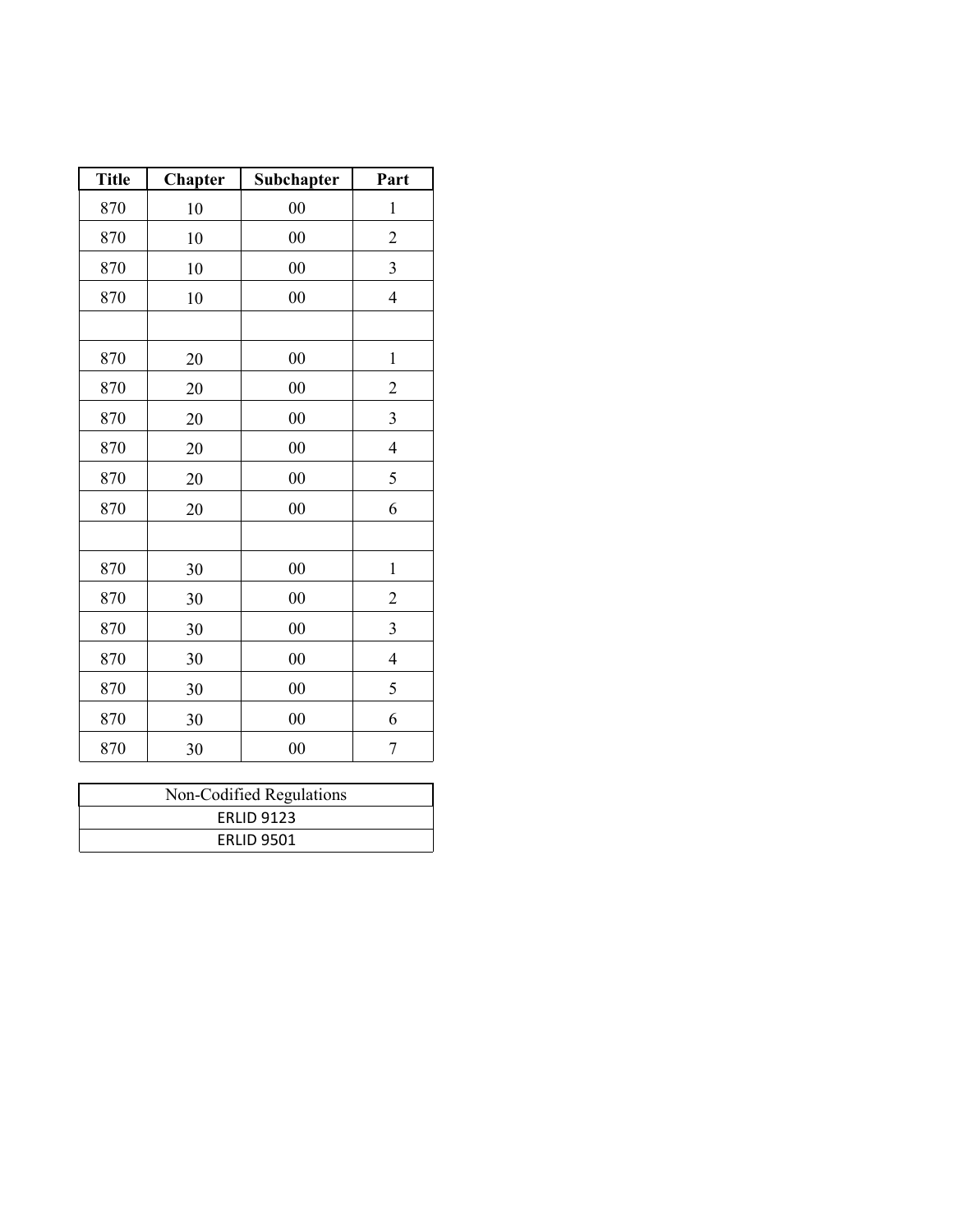| Title | Chapter | Subchapter | Part |
|---|---|---|---|
| 870 | 10 | 00 | 1 |
| 870 | 10 | 00 | 2 |
| 870 | 10 | 00 | 3 |
| 870 | 10 | 00 | 4 |
| | | | |
| 870 | 20 | 00 | 1 |
| 870 | 20 | 00 | 2 |
| 870 | 20 | 00 | 3 |
| 870 | 20 | 00 | 4 |
| 870 | 20 | 00 | 5 |
| 870 | 20 | 00 | 6 |
| | | | |
| 870 | 30 | 00 | 1 |
| 870 | 30 | 00 | 2 |
| 870 | 30 | 00 | 3 |
| 870 | 30 | 00 | 4 |
| 870 | 30 | 00 | 5 |
| 870 | 30 | 00 | 6 |
| 870 | 30 | 00 | 7 |

| Non-Codified Regulations |
|---|
| ERLID 9123 |
| ERLID 9501 |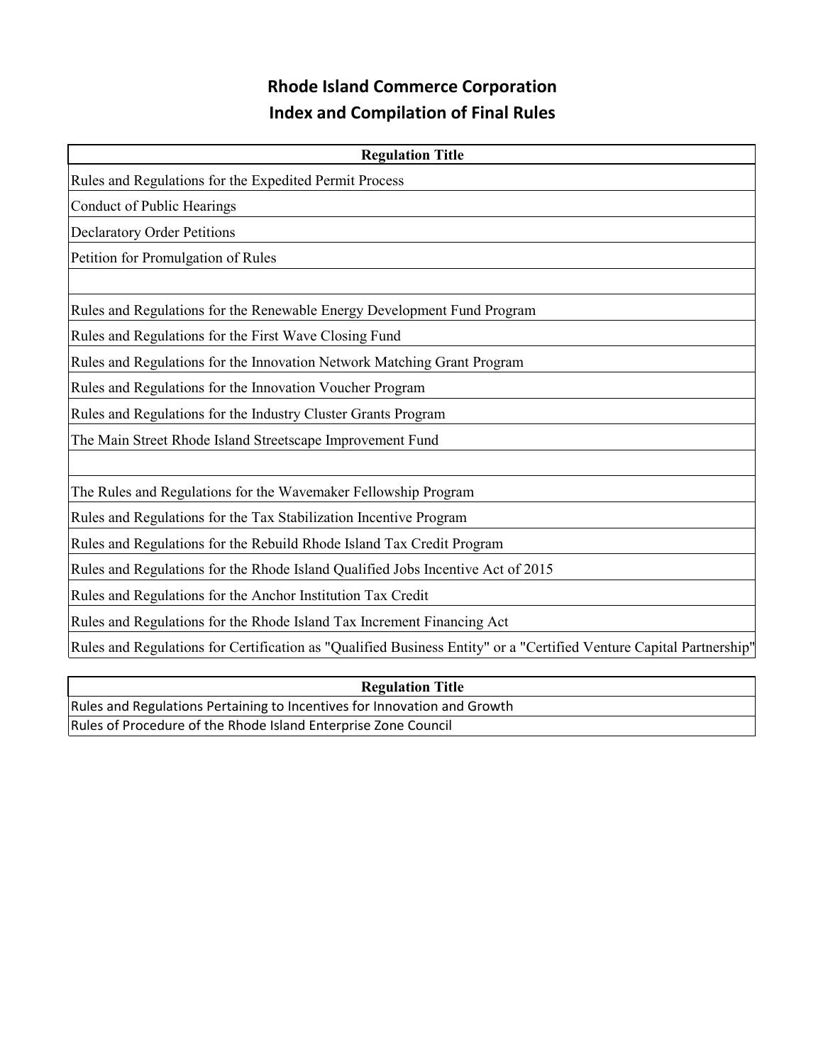# Rhode Island Commerce Corporation
# Index and Compilation of Final Rules

| Regulation Title |
| --- |
| Rules and Regulations for the Expedited Permit Process |
| Conduct of Public Hearings |
| Declaratory Order Petitions |
| Petition for Promulgation of Rules |
| |
| Rules and Regulations for the Renewable Energy Development Fund Program |
| Rules and Regulations for the First Wave Closing Fund |
| Rules and Regulations for the Innovation Network Matching Grant Program |
| Rules and Regulations for the Innovation Voucher Program |
| Rules and Regulations for the Industry Cluster Grants Program |
| The Main Street Rhode Island Streetscape Improvement Fund |
| |
| The Rules and Regulations for the Wavemaker Fellowship Program |
| Rules and Regulations for the Tax Stabilization Incentive Program |
| Rules and Regulations for the Rebuild Rhode Island Tax Credit Program |
| Rules and Regulations for the Rhode Island Qualified Jobs Incentive Act of 2015 |
| Rules and Regulations for the Anchor Institution Tax Credit |
| Rules and Regulations for the Rhode Island Tax Increment Financing Act |
| Rules and Regulations for Certification as "Qualified Business Entity" or a "Certified Venture Capital Partnership" |

| Regulation Title |
| --- |
| Rules and Regulations Pertaining to Incentives for Innovation and Growth |
| Rules of Procedure of the Rhode Island Enterprise Zone Council |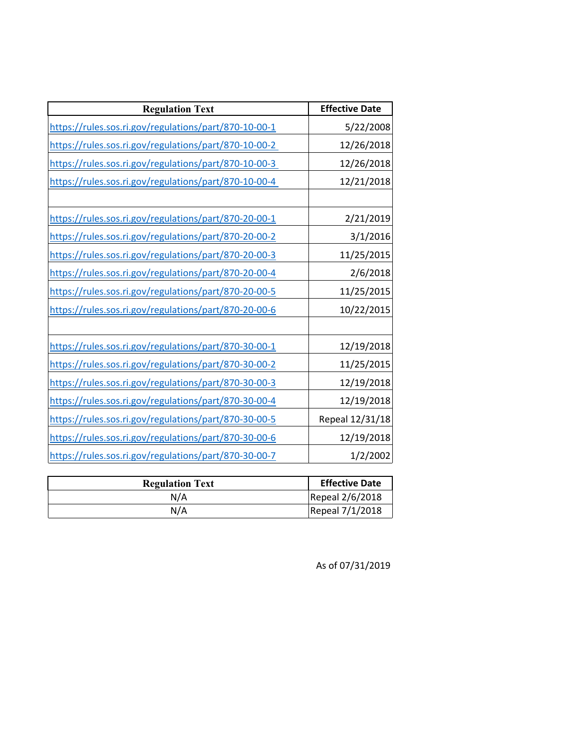| Regulation Text | Effective Date |
| --- | --- |
| https://rules.sos.ri.gov/regulations/part/870-10-00-1 | 5/22/2008 |
| https://rules.sos.ri.gov/regulations/part/870-10-00-2 | 12/26/2018 |
| https://rules.sos.ri.gov/regulations/part/870-10-00-3 | 12/26/2018 |
| https://rules.sos.ri.gov/regulations/part/870-10-00-4 | 12/21/2018 |
| | |
| https://rules.sos.ri.gov/regulations/part/870-20-00-1 | 2/21/2019 |
| https://rules.sos.ri.gov/regulations/part/870-20-00-2 | 3/1/2016 |
| https://rules.sos.ri.gov/regulations/part/870-20-00-3 | 11/25/2015 |
| https://rules.sos.ri.gov/regulations/part/870-20-00-4 | 2/6/2018 |
| https://rules.sos.ri.gov/regulations/part/870-20-00-5 | 11/25/2015 |
| https://rules.sos.ri.gov/regulations/part/870-20-00-6 | 10/22/2015 |
| | |
| https://rules.sos.ri.gov/regulations/part/870-30-00-1 | 12/19/2018 |
| https://rules.sos.ri.gov/regulations/part/870-30-00-2 | 11/25/2015 |
| https://rules.sos.ri.gov/regulations/part/870-30-00-3 | 12/19/2018 |
| https://rules.sos.ri.gov/regulations/part/870-30-00-4 | 12/19/2018 |
| https://rules.sos.ri.gov/regulations/part/870-30-00-5 | Repeal 12/31/18 |
| https://rules.sos.ri.gov/regulations/part/870-30-00-6 | 12/19/2018 |
| https://rules.sos.ri.gov/regulations/part/870-30-00-7 | 1/2/2002 |

| Regulation Text | Effective Date |
| --- | --- |
| N/A | Repeal 2/6/2018 |
| N/A | Repeal 7/1/2018 |

As of 07/31/2019